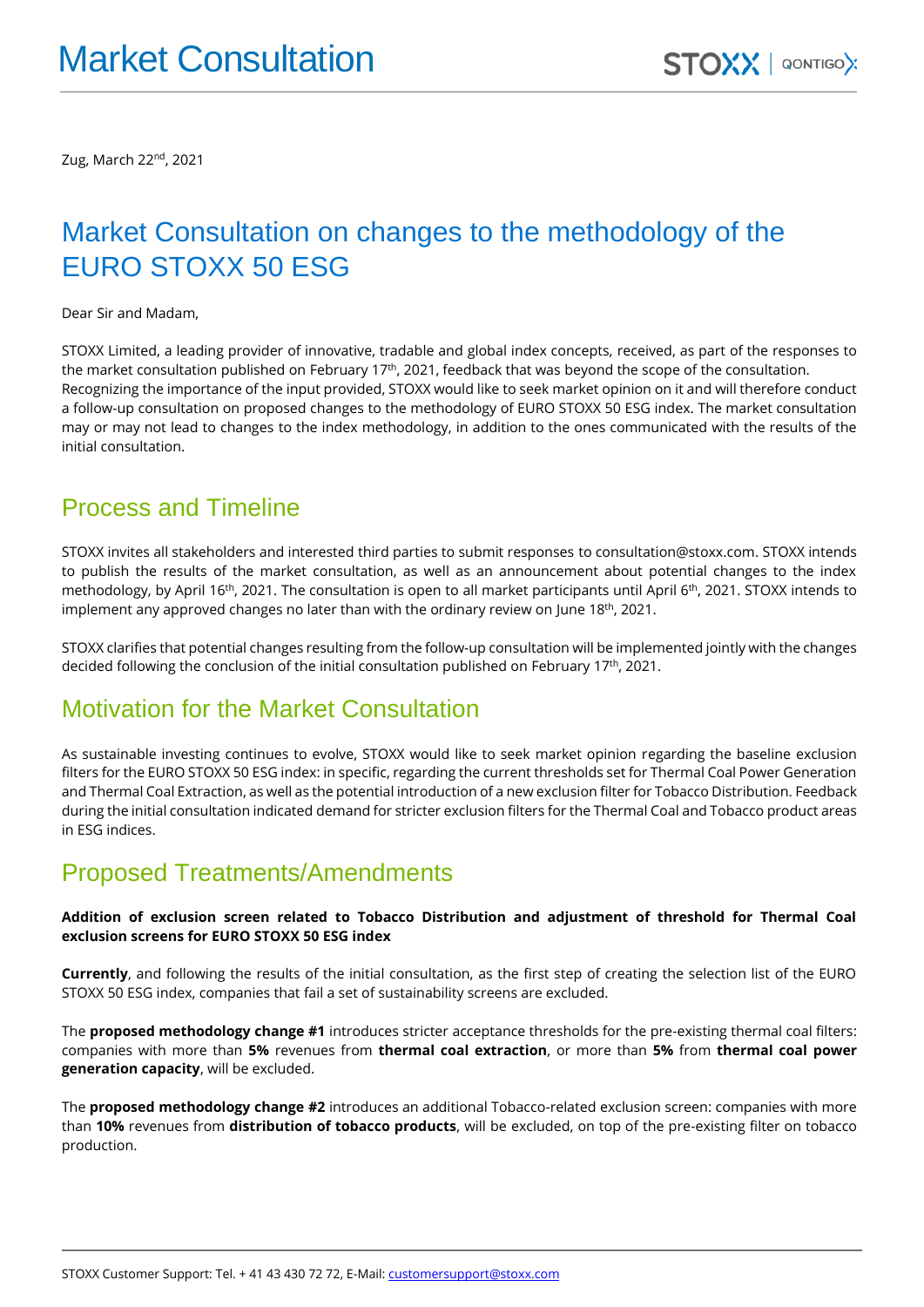# Market Consultation

Zug, March 22nd, 2021

## Market Consultation on changes to the methodology of the EURO STOXX 50 ESG

Dear Sir and Madam,

STOXX Limited, a leading provider of innovative, tradable and global index concepts, received, as part of the responses to the market consultation published on February 17th, 2021, feedback that was beyond the scope of the consultation. Recognizing the importance of the input provided, STOXX would like to seek market opinion on it and will therefore conduct a follow-up consultation on proposed changes to the methodology of EURO STOXX 50 ESG index. The market consultation may or may not lead to changes to the index methodology, in addition to the ones communicated with the results of the initial consultation.

## Process and Timeline

STOXX invites all stakeholders and interested third parties to submit responses to consultation@stoxx.com. STOXX intends to publish the results of the market consultation, as well as an announcement about potential changes to the index methodology, by April 16th, 2021. The consultation is open to all market participants until April 6th, 2021. STOXX intends to implement any approved changes no later than with the ordinary review on June 18th, 2021.

STOXX clarifies that potential changes resulting from the follow-up consultation will be implemented jointly with the changes decided following the conclusion of the initial consultation published on February 17th, 2021.

## Motivation for the Market Consultation

As sustainable investing continues to evolve, STOXX would like to seek market opinion regarding the baseline exclusion filters for the EURO STOXX 50 ESG index: in specific, regarding the current thresholds set for Thermal Coal Power Generation and Thermal Coal Extraction, as well as the potential introduction of a new exclusion filter for Tobacco Distribution. Feedback during the initial consultation indicated demand for stricter exclusion filters for the Thermal Coal and Tobacco product areas in ESG indices.

## Proposed Treatments/Amendments

**Addition of exclusion screen related to Tobacco Distribution and adjustment of threshold for Thermal Coal exclusion screens for EURO STOXX 50 ESG index**

**Currently**, and following the results of the initial consultation, as the first step of creating the selection list of the EURO STOXX 50 ESG index, companies that fail a set of sustainability screens are excluded.

The **proposed methodology change #1** introduces stricter acceptance thresholds for the pre-existing thermal coal filters: companies with more than **5%** revenues from **thermal coal extraction**, or more than **5%** from **thermal coal power generation capacity**, will be excluded.

The **proposed methodology change #2** introduces an additional Tobacco-related exclusion screen: companies with more than **10%** revenues from **distribution of tobacco products**, will be excluded, on top of the pre-existing filter on tobacco production.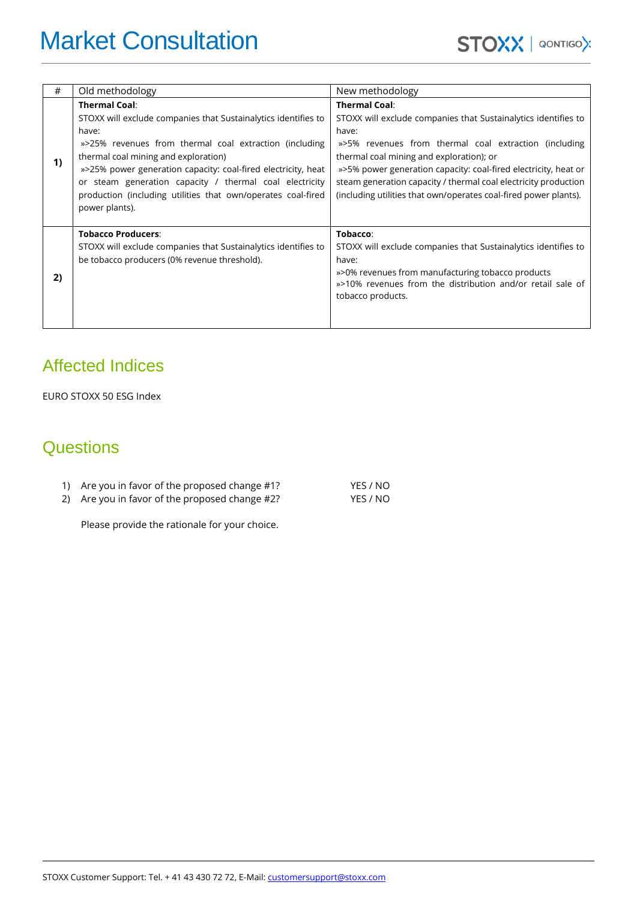# Market Consultation

| # | Old methodology | New methodology |
|---|---|---|
| **1)** | **Thermal Coal**:<br>STOXX will exclude companies that Sustainalytics identifies to have:<br>»>25% revenues from thermal coal extraction (including thermal coal mining and exploration)<br>»>25% power generation capacity: coal-fired electricity, heat or steam generation capacity / thermal coal electricity production (including utilities that own/operates coal-fired power plants). | **Thermal Coal**:<br>STOXX will exclude companies that Sustainalytics identifies to have:<br>»>5% revenues from thermal coal extraction (including thermal coal mining and exploration); or<br>»>5% power generation capacity: coal-fired electricity, heat or steam generation capacity / thermal coal electricity production (including utilities that own/operates coal-fired power plants). |
| **2)** | **Tobacco Producers**:<br>STOXX will exclude companies that Sustainalytics identifies to be tobacco producers (0% revenue threshold). | **Tobacco**:<br>STOXX will exclude companies that Sustainalytics identifies to have:<br>»>0% revenues from manufacturing tobacco products<br>»>10% revenues from the distribution and/or retail sale of tobacco products. |

## Affected Indices

EURO STOXX 50 ESG Index

## Questions

1) Are you in favor of the proposed change #1? YES / NO
2) Are you in favor of the proposed change #2? YES / NO

Please provide the rationale for your choice.

STOXX Customer Support: Tel. + 41 43 430 72 72, E-Mail: customersupport@stoxx.com